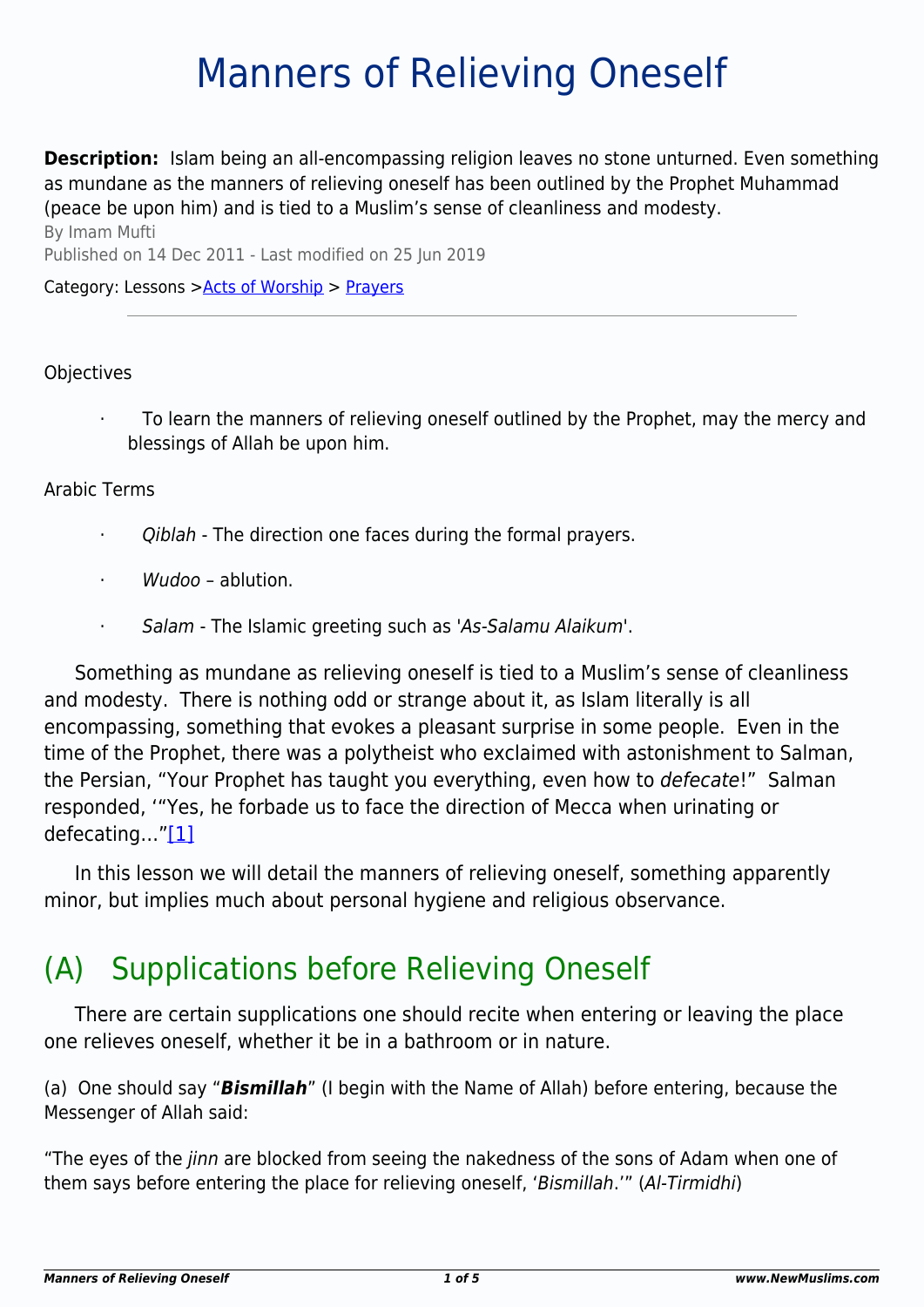# Manners of Relieving Oneself

**Description:** Islam being an all-encompassing religion leaves no stone unturned. Even something as mundane as the manners of relieving oneself has been outlined by the Prophet Muhammad (peace be upon him) and is tied to a Muslim's sense of cleanliness and modesty.

By Imam Mufti

Published on 14 Dec 2011 - Last modified on 25 Jun 2019

Category: Lessons >Acts of Worship > Prayers

---

Objectives

- To learn the manners of relieving oneself outlined by the Prophet, may the mercy and blessings of Allah be upon him.

Arabic Terms

- *Qiblah* - The direction one faces during the formal prayers.
- *Wudoo* – ablution.
- *Salam* - The Islamic greeting such as '*As-Salamu Alaikum*'.

Something as mundane as relieving oneself is tied to a Muslim's sense of cleanliness and modesty. There is nothing odd or strange about it, as Islam literally is all encompassing, something that evokes a pleasant surprise in some people. Even in the time of the Prophet, there was a polytheist who exclaimed with astonishment to Salman, the Persian, "Your Prophet has taught you everything, even how to *defecate*!" Salman responded, '"Yes, he forbade us to face the direction of Mecca when urinating or defecating…"[1]

In this lesson we will detail the manners of relieving oneself, something apparently minor, but implies much about personal hygiene and religious observance.

## (A) Supplications before Relieving Oneself

There are certain supplications one should recite when entering or leaving the place one relieves oneself, whether it be in a bathroom or in nature.

(a) One should say "***Bismillah***" (I begin with the Name of Allah) before entering, because the Messenger of Allah said:

"The eyes of the *jinn* are blocked from seeing the nakedness of the sons of Adam when one of them says before entering the place for relieving oneself, '*Bismillah*.'" (*Al-Tirmidhi*)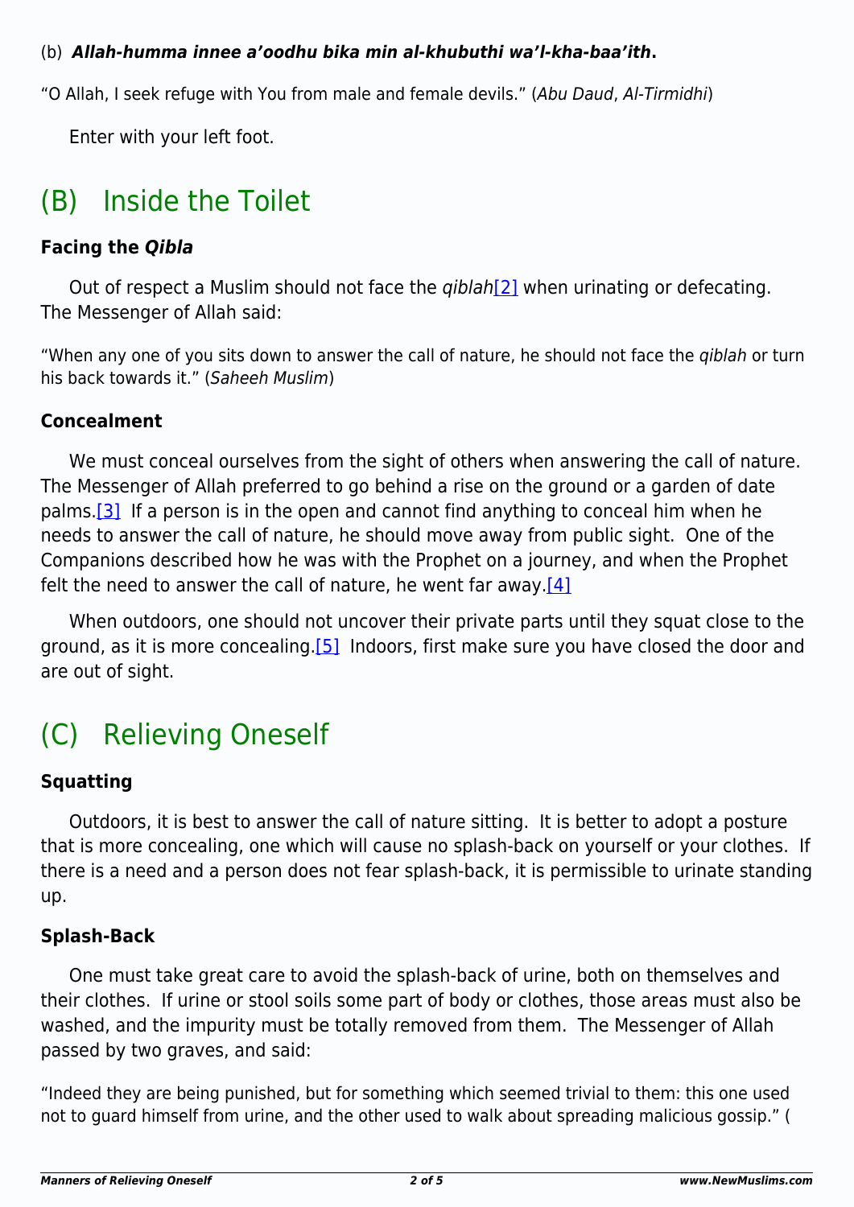(b) ***Allah-humma innee a'oodhu bika min al-khubuthi wa'l-kha-baa'ith.***

"O Allah, I seek refuge with You from male and female devils." (*Abu Daud*, *Al-Tirmidhi*)

Enter with your left foot.

## (B) Inside the Toilet

### Facing the *Qibla*

Out of respect a Muslim should not face the *qiblah*[2] when urinating or defecating. The Messenger of Allah said:

"When any one of you sits down to answer the call of nature, he should not face the *qiblah* or turn his back towards it." (*Saheeh Muslim*)

### Concealment

We must conceal ourselves from the sight of others when answering the call of nature. The Messenger of Allah preferred to go behind a rise on the ground or a garden of date palms.[3] If a person is in the open and cannot find anything to conceal him when he needs to answer the call of nature, he should move away from public sight. One of the Companions described how he was with the Prophet on a journey, and when the Prophet felt the need to answer the call of nature, he went far away.[4]

When outdoors, one should not uncover their private parts until they squat close to the ground, as it is more concealing.[5] Indoors, first make sure you have closed the door and are out of sight.

## (C) Relieving Oneself

### Squatting

Outdoors, it is best to answer the call of nature sitting. It is better to adopt a posture that is more concealing, one which will cause no splash-back on yourself or your clothes. If there is a need and a person does not fear splash-back, it is permissible to urinate standing up.

### Splash-Back

One must take great care to avoid the splash-back of urine, both on themselves and their clothes. If urine or stool soils some part of body or clothes, those areas must also be washed, and the impurity must be totally removed from them. The Messenger of Allah passed by two graves, and said:

"Indeed they are being punished, but for something which seemed trivial to them: this one used not to guard himself from urine, and the other used to walk about spreading malicious gossip." (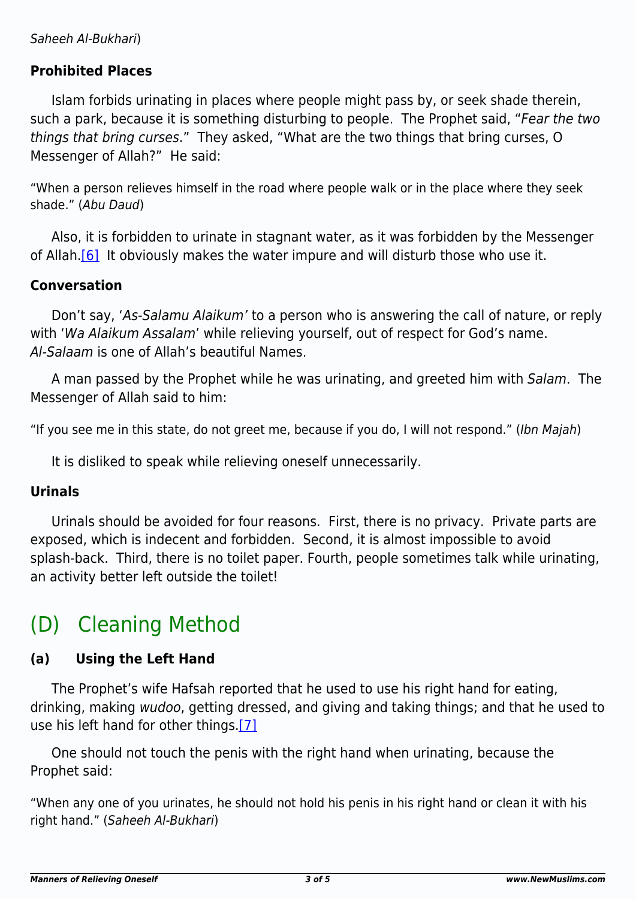*Saheeh Al-Bukhari*)

**Prohibited Places**

Islam forbids urinating in places where people might pass by, or seek shade therein, such a park, because it is something disturbing to people. The Prophet said, "*Fear the two things that bring curses.*" They asked, "What are the two things that bring curses, O Messenger of Allah?" He said:

"When a person relieves himself in the road where people walk or in the place where they seek shade." (*Abu Daud*)

Also, it is forbidden to urinate in stagnant water, as it was forbidden by the Messenger of Allah.[6] It obviously makes the water impure and will disturb those who use it.

**Conversation**

Don't say, '*As-Salamu Alaikum'* to a person who is answering the call of nature, or reply with '*Wa Alaikum Assalam*' while relieving yourself, out of respect for God's name. *Al-Salaam* is one of Allah's beautiful Names.

A man passed by the Prophet while he was urinating, and greeted him with *Salam*. The Messenger of Allah said to him:

"If you see me in this state, do not greet me, because if you do, I will not respond." (*Ibn Majah*)

It is disliked to speak while relieving oneself unnecessarily.

**Urinals**

Urinals should be avoided for four reasons. First, there is no privacy. Private parts are exposed, which is indecent and forbidden. Second, it is almost impossible to avoid splash-back. Third, there is no toilet paper. Fourth, people sometimes talk while urinating, an activity better left outside the toilet!

## (D) Cleaning Method

**(a) Using the Left Hand**

The Prophet's wife Hafsah reported that he used to use his right hand for eating, drinking, making *wudoo*, getting dressed, and giving and taking things; and that he used to use his left hand for other things.[7]

One should not touch the penis with the right hand when urinating, because the Prophet said:

"When any one of you urinates, he should not hold his penis in his right hand or clean it with his right hand." (*Saheeh Al-Bukhari*)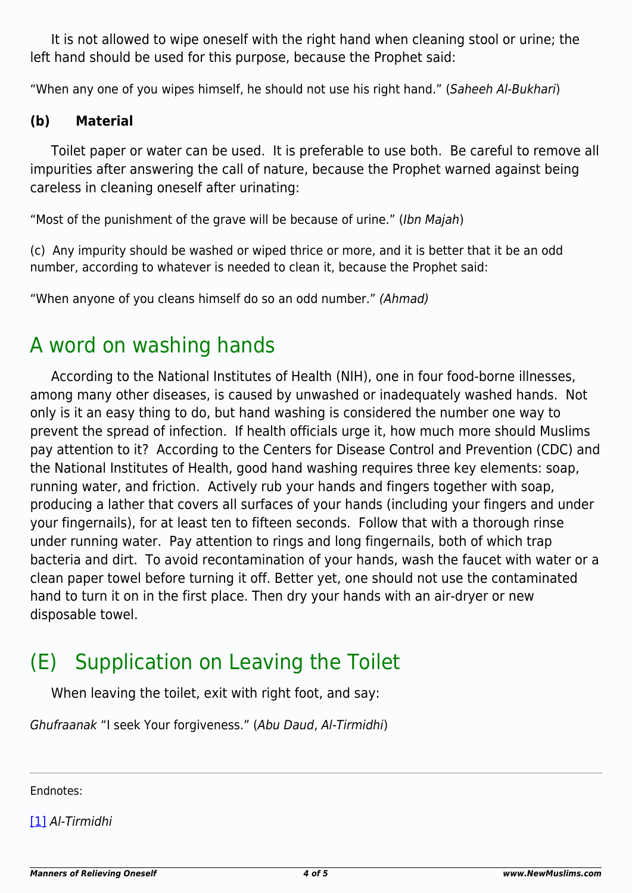It is not allowed to wipe oneself with the right hand when cleaning stool or urine; the left hand should be used for this purpose, because the Prophet said:

“When any one of you wipes himself, he should not use his right hand.” (*Saheeh Al-Bukhari*)

**(b) Material**

Toilet paper or water can be used. It is preferable to use both. Be careful to remove all impurities after answering the call of nature, because the Prophet warned against being careless in cleaning oneself after urinating:

“Most of the punishment of the grave will be because of urine.” (*Ibn Majah*)

(c) Any impurity should be washed or wiped thrice or more, and it is better that it be an odd number, according to whatever is needed to clean it, because the Prophet said:

“When anyone of you cleans himself do so an odd number.” *(Ahmad)*

## A word on washing hands

According to the National Institutes of Health (NIH), one in four food-borne illnesses, among many other diseases, is caused by unwashed or inadequately washed hands. Not only is it an easy thing to do, but hand washing is considered the number one way to prevent the spread of infection. If health officials urge it, how much more should Muslims pay attention to it? According to the Centers for Disease Control and Prevention (CDC) and the National Institutes of Health, good hand washing requires three key elements: soap, running water, and friction. Actively rub your hands and fingers together with soap, producing a lather that covers all surfaces of your hands (including your fingers and under your fingernails), for at least ten to fifteen seconds. Follow that with a thorough rinse under running water. Pay attention to rings and long fingernails, both of which trap bacteria and dirt. To avoid recontamination of your hands, wash the faucet with water or a clean paper towel before turning it off. Better yet, one should not use the contaminated hand to turn it on in the first place. Then dry your hands with an air-dryer or new disposable towel.

## (E) Supplication on Leaving the Toilet

When leaving the toilet, exit with right foot, and say:

*Ghufraanak* “I seek Your forgiveness.” (*Abu Daud*, *Al-Tirmidhi*)

---

Endnotes:

[1] *Al-Tirmidhi*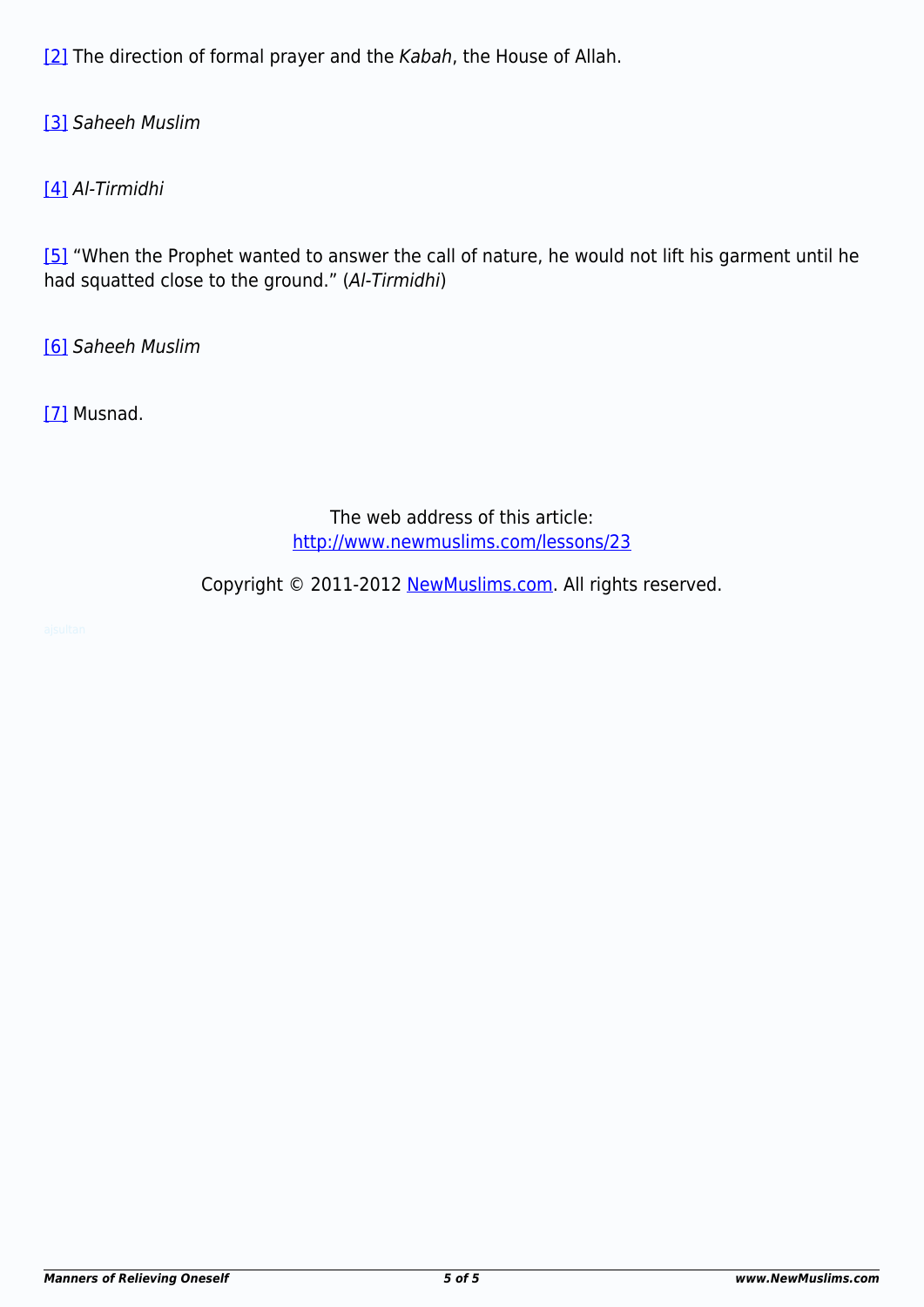[2] The direction of formal prayer and the *Kabah*, the House of Allah.

[3] *Saheeh Muslim*

[4] *Al-Tirmidhi*

[5] “When the Prophet wanted to answer the call of nature, he would not lift his garment until he had squatted close to the ground.” (*Al-Tirmidhi*)

[6] *Saheeh Muslim*

[7] Musnad.

The web address of this article:
http://www.newmuslims.com/lessons/23

Copyright © 2011-2012 NewMuslims.com. All rights reserved.

ajsultan